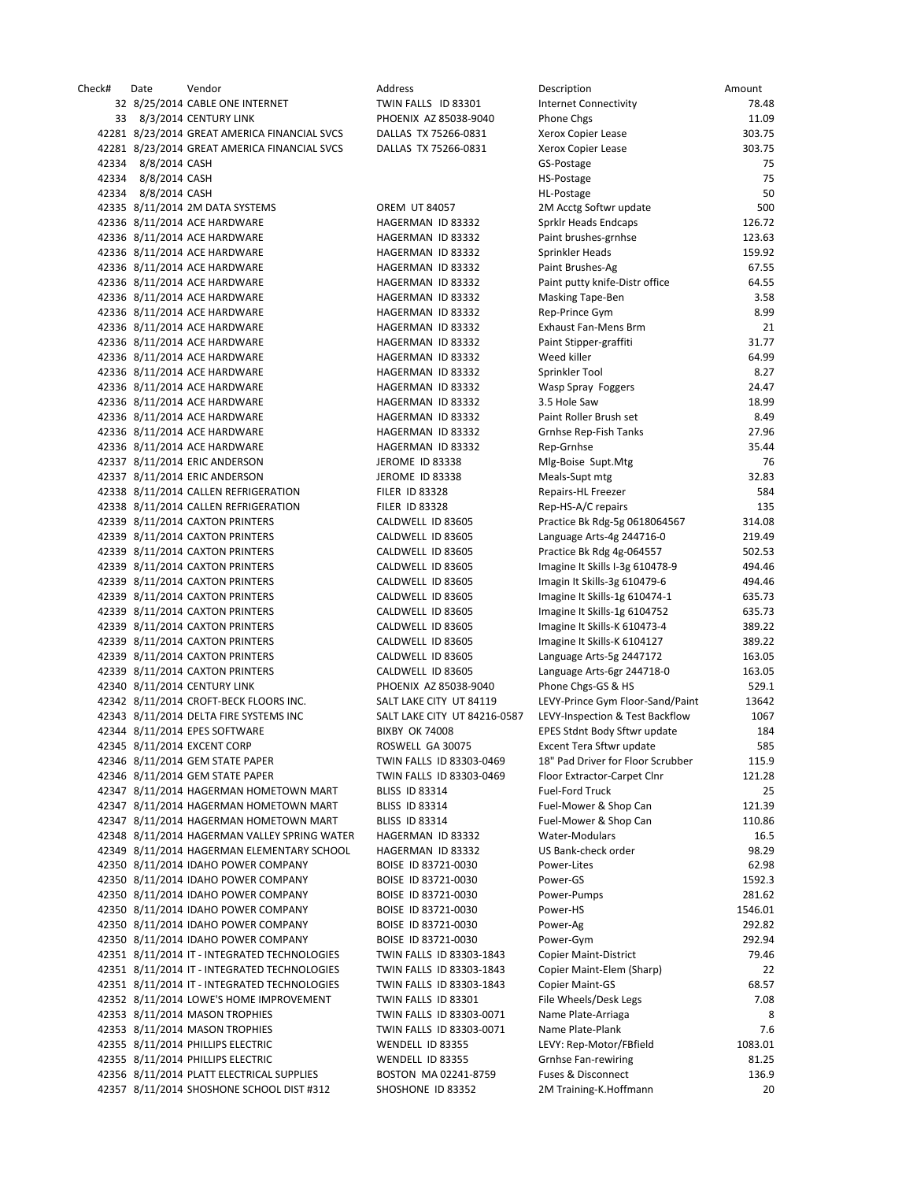| Check# | Date | Vendor | Address | Description | Amount |
|---|---|---|---|---|---|
| 32 | 8/25/2014 | CABLE ONE INTERNET | TWIN FALLS ID 83301 | Internet Connectivity | 78.48 |
| 33 | 8/3/2014 | CENTURY LINK | PHOENIX AZ 85038-9040 | Phone Chgs | 11.09 |
| 42281 | 8/23/2014 | GREAT AMERICA FINANCIAL SVCS | DALLAS TX 75266-0831 | Xerox Copier Lease | 303.75 |
| 42281 | 8/23/2014 | GREAT AMERICA FINANCIAL SVCS | DALLAS TX 75266-0831 | Xerox Copier Lease | 303.75 |
| 42334 | 8/8/2014 | CASH | | GS-Postage | 75 |
| 42334 | 8/8/2014 | CASH | | HS-Postage | 75 |
| 42334 | 8/8/2014 | CASH | | HL-Postage | 50 |
| 42335 | 8/11/2014 | 2M DATA SYSTEMS | OREM UT 84057 | 2M Acctg Softwr update | 500 |
| 42336 | 8/11/2014 | ACE HARDWARE | HAGERMAN ID 83332 | Sprklr Heads Endcaps | 126.72 |
| 42336 | 8/11/2014 | ACE HARDWARE | HAGERMAN ID 83332 | Paint brushes-grnhse | 123.63 |
| 42336 | 8/11/2014 | ACE HARDWARE | HAGERMAN ID 83332 | Sprinkler Heads | 159.92 |
| 42336 | 8/11/2014 | ACE HARDWARE | HAGERMAN ID 83332 | Paint Brushes-Ag | 67.55 |
| 42336 | 8/11/2014 | ACE HARDWARE | HAGERMAN ID 83332 | Paint putty knife-Distr office | 64.55 |
| 42336 | 8/11/2014 | ACE HARDWARE | HAGERMAN ID 83332 | Masking Tape-Ben | 3.58 |
| 42336 | 8/11/2014 | ACE HARDWARE | HAGERMAN ID 83332 | Rep-Prince Gym | 8.99 |
| 42336 | 8/11/2014 | ACE HARDWARE | HAGERMAN ID 83332 | Exhaust Fan-Mens Brm | 21 |
| 42336 | 8/11/2014 | ACE HARDWARE | HAGERMAN ID 83332 | Paint Stipper-graffiti | 31.77 |
| 42336 | 8/11/2014 | ACE HARDWARE | HAGERMAN ID 83332 | Weed killer | 64.99 |
| 42336 | 8/11/2014 | ACE HARDWARE | HAGERMAN ID 83332 | Sprinkler Tool | 8.27 |
| 42336 | 8/11/2014 | ACE HARDWARE | HAGERMAN ID 83332 | Wasp Spray Foggers | 24.47 |
| 42336 | 8/11/2014 | ACE HARDWARE | HAGERMAN ID 83332 | 3.5 Hole Saw | 18.99 |
| 42336 | 8/11/2014 | ACE HARDWARE | HAGERMAN ID 83332 | Paint Roller Brush set | 8.49 |
| 42336 | 8/11/2014 | ACE HARDWARE | HAGERMAN ID 83332 | Grnhse Rep-Fish Tanks | 27.96 |
| 42336 | 8/11/2014 | ACE HARDWARE | HAGERMAN ID 83332 | Rep-Grnhse | 35.44 |
| 42337 | 8/11/2014 | ERIC ANDERSON | JEROME ID 83338 | Mlg-Boise Supt.Mtg | 76 |
| 42337 | 8/11/2014 | ERIC ANDERSON | JEROME ID 83338 | Meals-Supt mtg | 32.83 |
| 42338 | 8/11/2014 | CALLEN REFRIGERATION | FILER ID 83328 | Repairs-HL Freezer | 584 |
| 42338 | 8/11/2014 | CALLEN REFRIGERATION | FILER ID 83328 | Rep-HS-A/C repairs | 135 |
| 42339 | 8/11/2014 | CAXTON PRINTERS | CALDWELL ID 83605 | Practice Bk Rdg-5g 0618064567 | 314.08 |
| 42339 | 8/11/2014 | CAXTON PRINTERS | CALDWELL ID 83605 | Language Arts-4g 244716-0 | 219.49 |
| 42339 | 8/11/2014 | CAXTON PRINTERS | CALDWELL ID 83605 | Practice Bk Rdg 4g-064557 | 502.53 |
| 42339 | 8/11/2014 | CAXTON PRINTERS | CALDWELL ID 83605 | Imagine It Skills I-3g 610478-9 | 494.46 |
| 42339 | 8/11/2014 | CAXTON PRINTERS | CALDWELL ID 83605 | Imagin It Skills-3g 610479-6 | 494.46 |
| 42339 | 8/11/2014 | CAXTON PRINTERS | CALDWELL ID 83605 | Imagine It Skills-1g 610474-1 | 635.73 |
| 42339 | 8/11/2014 | CAXTON PRINTERS | CALDWELL ID 83605 | Imagine It Skills-1g 6104752 | 635.73 |
| 42339 | 8/11/2014 | CAXTON PRINTERS | CALDWELL ID 83605 | Imagine It Skills-K 610473-4 | 389.22 |
| 42339 | 8/11/2014 | CAXTON PRINTERS | CALDWELL ID 83605 | Imagine It Skills-K 6104127 | 389.22 |
| 42339 | 8/11/2014 | CAXTON PRINTERS | CALDWELL ID 83605 | Language Arts-5g 2447172 | 163.05 |
| 42339 | 8/11/2014 | CAXTON PRINTERS | CALDWELL ID 83605 | Language Arts-6gr 244718-0 | 163.05 |
| 42340 | 8/11/2014 | CENTURY LINK | PHOENIX AZ 85038-9040 | Phone Chgs-GS & HS | 529.1 |
| 42342 | 8/11/2014 | CROFT-BECK FLOORS INC. | SALT LAKE CITY UT 84119 | LEVY-Prince Gym Floor-Sand/Paint | 13642 |
| 42343 | 8/11/2014 | DELTA FIRE SYSTEMS INC | SALT LAKE CITY UT 84216-0587 | LEVY-Inspection & Test Backflow | 1067 |
| 42344 | 8/11/2014 | EPES SOFTWARE | BIXBY OK 74008 | EPES Stdnt Body Sftwr update | 184 |
| 42345 | 8/11/2014 | EXCENT CORP | ROSWELL GA 30075 | Excent Tera Sftwr update | 585 |
| 42346 | 8/11/2014 | GEM STATE PAPER | TWIN FALLS ID 83303-0469 | 18" Pad Driver for Floor Scrubber | 115.9 |
| 42346 | 8/11/2014 | GEM STATE PAPER | TWIN FALLS ID 83303-0469 | Floor Extractor-Carpet Clnr | 121.28 |
| 42347 | 8/11/2014 | HAGERMAN HOMETOWN MART | BLISS ID 83314 | Fuel-Ford Truck | 25 |
| 42347 | 8/11/2014 | HAGERMAN HOMETOWN MART | BLISS ID 83314 | Fuel-Mower & Shop Can | 121.39 |
| 42347 | 8/11/2014 | HAGERMAN HOMETOWN MART | BLISS ID 83314 | Fuel-Mower & Shop Can | 110.86 |
| 42348 | 8/11/2014 | HAGERMAN VALLEY SPRING WATER | HAGERMAN ID 83332 | Water-Modulars | 16.5 |
| 42349 | 8/11/2014 | HAGERMAN ELEMENTARY SCHOOL | HAGERMAN ID 83332 | US Bank-check order | 98.29 |
| 42350 | 8/11/2014 | IDAHO POWER COMPANY | BOISE ID 83721-0030 | Power-Lites | 62.98 |
| 42350 | 8/11/2014 | IDAHO POWER COMPANY | BOISE ID 83721-0030 | Power-GS | 1592.3 |
| 42350 | 8/11/2014 | IDAHO POWER COMPANY | BOISE ID 83721-0030 | Power-Pumps | 281.62 |
| 42350 | 8/11/2014 | IDAHO POWER COMPANY | BOISE ID 83721-0030 | Power-HS | 1546.01 |
| 42350 | 8/11/2014 | IDAHO POWER COMPANY | BOISE ID 83721-0030 | Power-Ag | 292.82 |
| 42350 | 8/11/2014 | IDAHO POWER COMPANY | BOISE ID 83721-0030 | Power-Gym | 292.94 |
| 42351 | 8/11/2014 | IT - INTEGRATED TECHNOLOGIES | TWIN FALLS ID 83303-1843 | Copier Maint-District | 79.46 |
| 42351 | 8/11/2014 | IT - INTEGRATED TECHNOLOGIES | TWIN FALLS ID 83303-1843 | Copier Maint-Elem (Sharp) | 22 |
| 42351 | 8/11/2014 | IT - INTEGRATED TECHNOLOGIES | TWIN FALLS ID 83303-1843 | Copier Maint-GS | 68.57 |
| 42352 | 8/11/2014 | LOWE'S HOME IMPROVEMENT | TWIN FALLS ID 83301 | File Wheels/Desk Legs | 7.08 |
| 42353 | 8/11/2014 | MASON TROPHIES | TWIN FALLS ID 83303-0071 | Name Plate-Arriaga | 8 |
| 42353 | 8/11/2014 | MASON TROPHIES | TWIN FALLS ID 83303-0071 | Name Plate-Plank | 7.6 |
| 42355 | 8/11/2014 | PHILLIPS ELECTRIC | WENDELL ID 83355 | LEVY: Rep-Motor/FBfield | 1083.01 |
| 42355 | 8/11/2014 | PHILLIPS ELECTRIC | WENDELL ID 83355 | Grnhse Fan-rewiring | 81.25 |
| 42356 | 8/11/2014 | PLATT ELECTRICAL SUPPLIES | BOSTON MA 02241-8759 | Fuses & Disconnect | 136.9 |
| 42357 | 8/11/2014 | SHOSHONE SCHOOL DIST #312 | SHOSHONE ID 83352 | 2M Training-K.Hoffmann | 20 |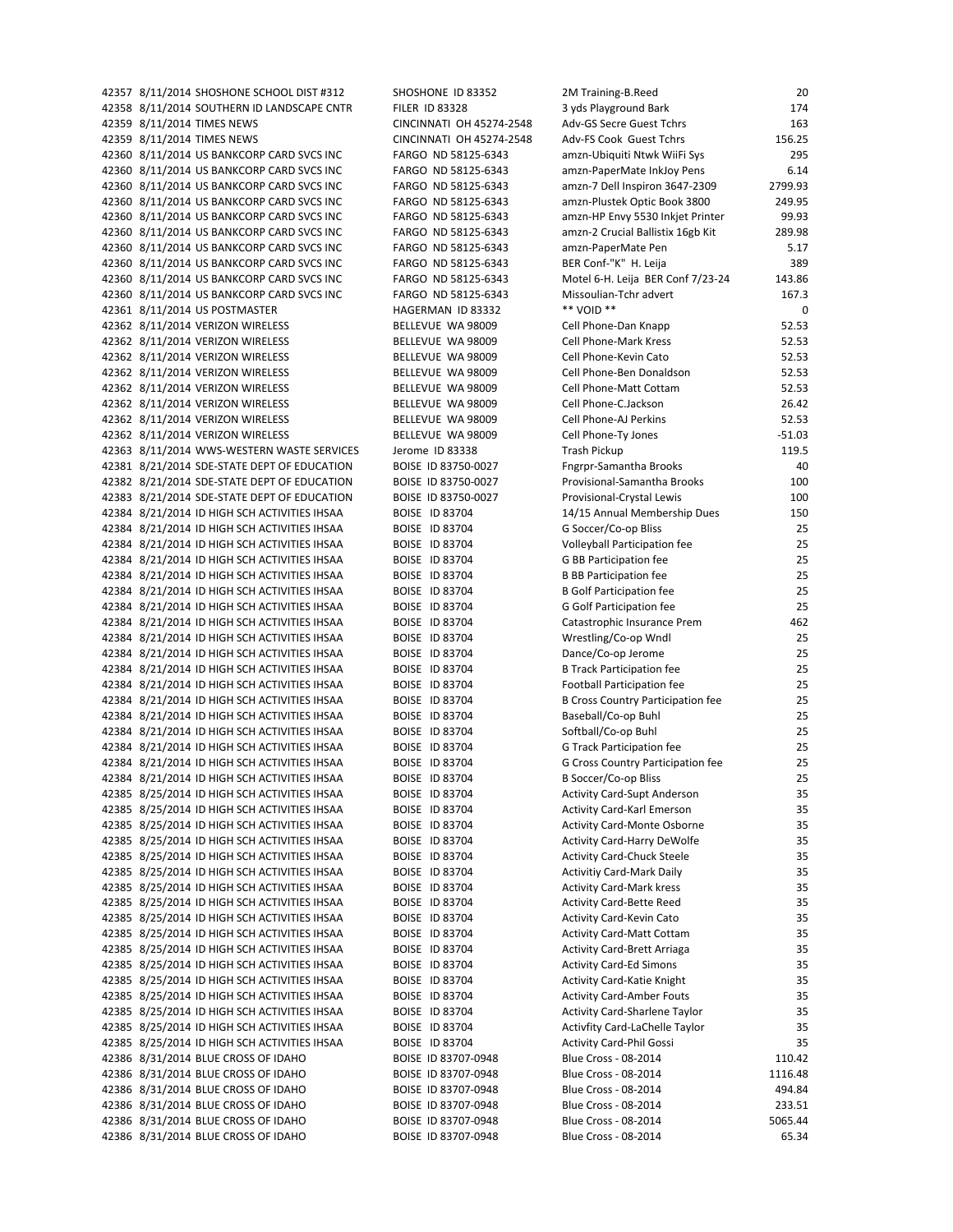| | | | | | |
|---|---|---|---|---|---|
| 42357 | 8/11/2014 | SHOSHONE SCHOOL DIST #312 | SHOSHONE ID 83352 | 2M Training-B.Reed | 20 |
| 42358 | 8/11/2014 | SOUTHERN ID LANDSCAPE CNTR | FILER ID 83328 | 3 yds Playground Bark | 174 |
| 42359 | 8/11/2014 | TIMES NEWS | CINCINNATI OH 45274-2548 | Adv-GS Secre Guest Tchrs | 163 |
| 42359 | 8/11/2014 | TIMES NEWS | CINCINNATI OH 45274-2548 | Adv-FS Cook Guest Tchrs | 156.25 |
| 42360 | 8/11/2014 | US BANKCORP CARD SVCS INC | FARGO ND 58125-6343 | amzn-Ubiquiti Ntwk WiiFi Sys | 295 |
| 42360 | 8/11/2014 | US BANKCORP CARD SVCS INC | FARGO ND 58125-6343 | amzn-PaperMate InkJoy Pens | 6.14 |
| 42360 | 8/11/2014 | US BANKCORP CARD SVCS INC | FARGO ND 58125-6343 | amzn-7 Dell Inspiron 3647-2309 | 2799.93 |
| 42360 | 8/11/2014 | US BANKCORP CARD SVCS INC | FARGO ND 58125-6343 | amzn-Plustek Optic Book 3800 | 249.95 |
| 42360 | 8/11/2014 | US BANKCORP CARD SVCS INC | FARGO ND 58125-6343 | amzn-HP Envy 5530 Inkjet Printer | 99.93 |
| 42360 | 8/11/2014 | US BANKCORP CARD SVCS INC | FARGO ND 58125-6343 | amzn-2 Crucial Ballistix 16gb Kit | 289.98 |
| 42360 | 8/11/2014 | US BANKCORP CARD SVCS INC | FARGO ND 58125-6343 | amzn-PaperMate Pen | 5.17 |
| 42360 | 8/11/2014 | US BANKCORP CARD SVCS INC | FARGO ND 58125-6343 | BER Conf-"K" H. Leija | 389 |
| 42360 | 8/11/2014 | US BANKCORP CARD SVCS INC | FARGO ND 58125-6343 | Motel 6-H. Leija BER Conf 7/23-24 | 143.86 |
| 42360 | 8/11/2014 | US BANKCORP CARD SVCS INC | FARGO ND 58125-6343 | Missoulian-Tchr advert | 167.3 |
| 42361 | 8/11/2014 | US POSTMASTER | HAGERMAN ID 83332 | ** VOID ** | 0 |
| 42362 | 8/11/2014 | VERIZON WIRELESS | BELLEVUE WA 98009 | Cell Phone-Dan Knapp | 52.53 |
| 42362 | 8/11/2014 | VERIZON WIRELESS | BELLEVUE WA 98009 | Cell Phone-Mark Kress | 52.53 |
| 42362 | 8/11/2014 | VERIZON WIRELESS | BELLEVUE WA 98009 | Cell Phone-Kevin Cato | 52.53 |
| 42362 | 8/11/2014 | VERIZON WIRELESS | BELLEVUE WA 98009 | Cell Phone-Ben Donaldson | 52.53 |
| 42362 | 8/11/2014 | VERIZON WIRELESS | BELLEVUE WA 98009 | Cell Phone-Matt Cottam | 52.53 |
| 42362 | 8/11/2014 | VERIZON WIRELESS | BELLEVUE WA 98009 | Cell Phone-C.Jackson | 26.42 |
| 42362 | 8/11/2014 | VERIZON WIRELESS | BELLEVUE WA 98009 | Cell Phone-AJ Perkins | 52.53 |
| 42362 | 8/11/2014 | VERIZON WIRELESS | BELLEVUE WA 98009 | Cell Phone-Ty Jones | -51.03 |
| 42363 | 8/11/2014 | WWS-WESTERN WASTE SERVICES | Jerome ID 83338 | Trash Pickup | 119.5 |
| 42381 | 8/21/2014 | SDE-STATE DEPT OF EDUCATION | BOISE ID 83750-0027 | Fngrpr-Samantha Brooks | 40 |
| 42382 | 8/21/2014 | SDE-STATE DEPT OF EDUCATION | BOISE ID 83750-0027 | Provisional-Samantha Brooks | 100 |
| 42383 | 8/21/2014 | SDE-STATE DEPT OF EDUCATION | BOISE ID 83750-0027 | Provisional-Crystal Lewis | 100 |
| 42384 | 8/21/2014 | ID HIGH SCH ACTIVITIES IHSAA | BOISE ID 83704 | 14/15 Annual Membership Dues | 150 |
| 42384 | 8/21/2014 | ID HIGH SCH ACTIVITIES IHSAA | BOISE ID 83704 | G Soccer/Co-op Bliss | 25 |
| 42384 | 8/21/2014 | ID HIGH SCH ACTIVITIES IHSAA | BOISE ID 83704 | Volleyball Participation fee | 25 |
| 42384 | 8/21/2014 | ID HIGH SCH ACTIVITIES IHSAA | BOISE ID 83704 | G BB Participation fee | 25 |
| 42384 | 8/21/2014 | ID HIGH SCH ACTIVITIES IHSAA | BOISE ID 83704 | B BB Participation fee | 25 |
| 42384 | 8/21/2014 | ID HIGH SCH ACTIVITIES IHSAA | BOISE ID 83704 | B Golf Participation fee | 25 |
| 42384 | 8/21/2014 | ID HIGH SCH ACTIVITIES IHSAA | BOISE ID 83704 | G Golf Participation fee | 25 |
| 42384 | 8/21/2014 | ID HIGH SCH ACTIVITIES IHSAA | BOISE ID 83704 | Catastrophic Insurance Prem | 462 |
| 42384 | 8/21/2014 | ID HIGH SCH ACTIVITIES IHSAA | BOISE ID 83704 | Wrestling/Co-op Wndl | 25 |
| 42384 | 8/21/2014 | ID HIGH SCH ACTIVITIES IHSAA | BOISE ID 83704 | Dance/Co-op Jerome | 25 |
| 42384 | 8/21/2014 | ID HIGH SCH ACTIVITIES IHSAA | BOISE ID 83704 | B Track Participation fee | 25 |
| 42384 | 8/21/2014 | ID HIGH SCH ACTIVITIES IHSAA | BOISE ID 83704 | Football Participation fee | 25 |
| 42384 | 8/21/2014 | ID HIGH SCH ACTIVITIES IHSAA | BOISE ID 83704 | B Cross Country Participation fee | 25 |
| 42384 | 8/21/2014 | ID HIGH SCH ACTIVITIES IHSAA | BOISE ID 83704 | Baseball/Co-op Buhl | 25 |
| 42384 | 8/21/2014 | ID HIGH SCH ACTIVITIES IHSAA | BOISE ID 83704 | Softball/Co-op Buhl | 25 |
| 42384 | 8/21/2014 | ID HIGH SCH ACTIVITIES IHSAA | BOISE ID 83704 | G Track Participation fee | 25 |
| 42384 | 8/21/2014 | ID HIGH SCH ACTIVITIES IHSAA | BOISE ID 83704 | G Cross Country Participation fee | 25 |
| 42384 | 8/21/2014 | ID HIGH SCH ACTIVITIES IHSAA | BOISE ID 83704 | B Soccer/Co-op Bliss | 25 |
| 42385 | 8/25/2014 | ID HIGH SCH ACTIVITIES IHSAA | BOISE ID 83704 | Activity Card-Supt Anderson | 35 |
| 42385 | 8/25/2014 | ID HIGH SCH ACTIVITIES IHSAA | BOISE ID 83704 | Activity Card-Karl Emerson | 35 |
| 42385 | 8/25/2014 | ID HIGH SCH ACTIVITIES IHSAA | BOISE ID 83704 | Activity Card-Monte Osborne | 35 |
| 42385 | 8/25/2014 | ID HIGH SCH ACTIVITIES IHSAA | BOISE ID 83704 | Activity Card-Harry DeWolfe | 35 |
| 42385 | 8/25/2014 | ID HIGH SCH ACTIVITIES IHSAA | BOISE ID 83704 | Activity Card-Chuck Steele | 35 |
| 42385 | 8/25/2014 | ID HIGH SCH ACTIVITIES IHSAA | BOISE ID 83704 | Activitiy Card-Mark Daily | 35 |
| 42385 | 8/25/2014 | ID HIGH SCH ACTIVITIES IHSAA | BOISE ID 83704 | Activity Card-Mark kress | 35 |
| 42385 | 8/25/2014 | ID HIGH SCH ACTIVITIES IHSAA | BOISE ID 83704 | Activity Card-Bette Reed | 35 |
| 42385 | 8/25/2014 | ID HIGH SCH ACTIVITIES IHSAA | BOISE ID 83704 | Activity Card-Kevin Cato | 35 |
| 42385 | 8/25/2014 | ID HIGH SCH ACTIVITIES IHSAA | BOISE ID 83704 | Activity Card-Matt Cottam | 35 |
| 42385 | 8/25/2014 | ID HIGH SCH ACTIVITIES IHSAA | BOISE ID 83704 | Activity Card-Brett Arriaga | 35 |
| 42385 | 8/25/2014 | ID HIGH SCH ACTIVITIES IHSAA | BOISE ID 83704 | Activity Card-Ed Simons | 35 |
| 42385 | 8/25/2014 | ID HIGH SCH ACTIVITIES IHSAA | BOISE ID 83704 | Activity Card-Katie Knight | 35 |
| 42385 | 8/25/2014 | ID HIGH SCH ACTIVITIES IHSAA | BOISE ID 83704 | Activity Card-Amber Fouts | 35 |
| 42385 | 8/25/2014 | ID HIGH SCH ACTIVITIES IHSAA | BOISE ID 83704 | Activity Card-Sharlene Taylor | 35 |
| 42385 | 8/25/2014 | ID HIGH SCH ACTIVITIES IHSAA | BOISE ID 83704 | Activfity Card-LaChelle Taylor | 35 |
| 42385 | 8/25/2014 | ID HIGH SCH ACTIVITIES IHSAA | BOISE ID 83704 | Activity Card-Phil Gossi | 35 |
| 42386 | 8/31/2014 | BLUE CROSS OF IDAHO | BOISE ID 83707-0948 | Blue Cross - 08-2014 | 110.42 |
| 42386 | 8/31/2014 | BLUE CROSS OF IDAHO | BOISE ID 83707-0948 | Blue Cross - 08-2014 | 1116.48 |
| 42386 | 8/31/2014 | BLUE CROSS OF IDAHO | BOISE ID 83707-0948 | Blue Cross - 08-2014 | 494.84 |
| 42386 | 8/31/2014 | BLUE CROSS OF IDAHO | BOISE ID 83707-0948 | Blue Cross - 08-2014 | 233.51 |
| 42386 | 8/31/2014 | BLUE CROSS OF IDAHO | BOISE ID 83707-0948 | Blue Cross - 08-2014 | 5065.44 |
| 42386 | 8/31/2014 | BLUE CROSS OF IDAHO | BOISE ID 83707-0948 | Blue Cross - 08-2014 | 65.34 |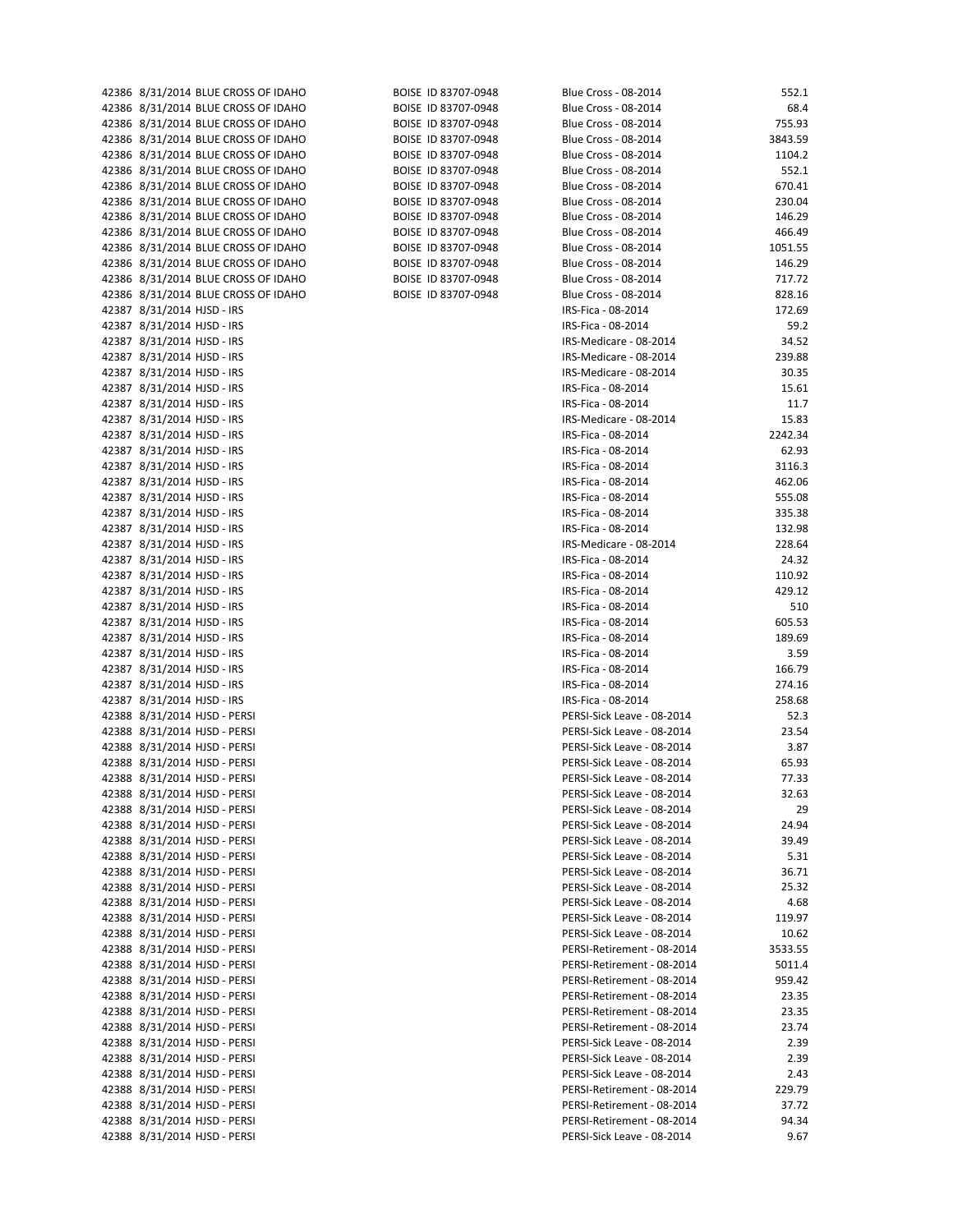| | | | | | |
|---|---|---|---|---|---|
| 42386 | 8/31/2014 | BLUE CROSS OF IDAHO | BOISE ID 83707-0948 | Blue Cross - 08-2014 | 552.1 |
| 42386 | 8/31/2014 | BLUE CROSS OF IDAHO | BOISE ID 83707-0948 | Blue Cross - 08-2014 | 68.4 |
| 42386 | 8/31/2014 | BLUE CROSS OF IDAHO | BOISE ID 83707-0948 | Blue Cross - 08-2014 | 755.93 |
| 42386 | 8/31/2014 | BLUE CROSS OF IDAHO | BOISE ID 83707-0948 | Blue Cross - 08-2014 | 3843.59 |
| 42386 | 8/31/2014 | BLUE CROSS OF IDAHO | BOISE ID 83707-0948 | Blue Cross - 08-2014 | 1104.2 |
| 42386 | 8/31/2014 | BLUE CROSS OF IDAHO | BOISE ID 83707-0948 | Blue Cross - 08-2014 | 552.1 |
| 42386 | 8/31/2014 | BLUE CROSS OF IDAHO | BOISE ID 83707-0948 | Blue Cross - 08-2014 | 670.41 |
| 42386 | 8/31/2014 | BLUE CROSS OF IDAHO | BOISE ID 83707-0948 | Blue Cross - 08-2014 | 230.04 |
| 42386 | 8/31/2014 | BLUE CROSS OF IDAHO | BOISE ID 83707-0948 | Blue Cross - 08-2014 | 146.29 |
| 42386 | 8/31/2014 | BLUE CROSS OF IDAHO | BOISE ID 83707-0948 | Blue Cross - 08-2014 | 466.49 |
| 42386 | 8/31/2014 | BLUE CROSS OF IDAHO | BOISE ID 83707-0948 | Blue Cross - 08-2014 | 1051.55 |
| 42386 | 8/31/2014 | BLUE CROSS OF IDAHO | BOISE ID 83707-0948 | Blue Cross - 08-2014 | 146.29 |
| 42386 | 8/31/2014 | BLUE CROSS OF IDAHO | BOISE ID 83707-0948 | Blue Cross - 08-2014 | 717.72 |
| 42386 | 8/31/2014 | BLUE CROSS OF IDAHO | BOISE ID 83707-0948 | Blue Cross - 08-2014 | 828.16 |
| 42387 | 8/31/2014 | HJSD - IRS | | IRS-Fica - 08-2014 | 172.69 |
| 42387 | 8/31/2014 | HJSD - IRS | | IRS-Fica - 08-2014 | 59.2 |
| 42387 | 8/31/2014 | HJSD - IRS | | IRS-Medicare - 08-2014 | 34.52 |
| 42387 | 8/31/2014 | HJSD - IRS | | IRS-Medicare - 08-2014 | 239.88 |
| 42387 | 8/31/2014 | HJSD - IRS | | IRS-Medicare - 08-2014 | 30.35 |
| 42387 | 8/31/2014 | HJSD - IRS | | IRS-Fica - 08-2014 | 15.61 |
| 42387 | 8/31/2014 | HJSD - IRS | | IRS-Fica - 08-2014 | 11.7 |
| 42387 | 8/31/2014 | HJSD - IRS | | IRS-Medicare - 08-2014 | 15.83 |
| 42387 | 8/31/2014 | HJSD - IRS | | IRS-Fica - 08-2014 | 2242.34 |
| 42387 | 8/31/2014 | HJSD - IRS | | IRS-Fica - 08-2014 | 62.93 |
| 42387 | 8/31/2014 | HJSD - IRS | | IRS-Fica - 08-2014 | 3116.3 |
| 42387 | 8/31/2014 | HJSD - IRS | | IRS-Fica - 08-2014 | 462.06 |
| 42387 | 8/31/2014 | HJSD - IRS | | IRS-Fica - 08-2014 | 555.08 |
| 42387 | 8/31/2014 | HJSD - IRS | | IRS-Fica - 08-2014 | 335.38 |
| 42387 | 8/31/2014 | HJSD - IRS | | IRS-Fica - 08-2014 | 132.98 |
| 42387 | 8/31/2014 | HJSD - IRS | | IRS-Medicare - 08-2014 | 228.64 |
| 42387 | 8/31/2014 | HJSD - IRS | | IRS-Fica - 08-2014 | 24.32 |
| 42387 | 8/31/2014 | HJSD - IRS | | IRS-Fica - 08-2014 | 110.92 |
| 42387 | 8/31/2014 | HJSD - IRS | | IRS-Fica - 08-2014 | 429.12 |
| 42387 | 8/31/2014 | HJSD - IRS | | IRS-Fica - 08-2014 | 510 |
| 42387 | 8/31/2014 | HJSD - IRS | | IRS-Fica - 08-2014 | 605.53 |
| 42387 | 8/31/2014 | HJSD - IRS | | IRS-Fica - 08-2014 | 189.69 |
| 42387 | 8/31/2014 | HJSD - IRS | | IRS-Fica - 08-2014 | 3.59 |
| 42387 | 8/31/2014 | HJSD - IRS | | IRS-Fica - 08-2014 | 166.79 |
| 42387 | 8/31/2014 | HJSD - IRS | | IRS-Fica - 08-2014 | 274.16 |
| 42387 | 8/31/2014 | HJSD - IRS | | IRS-Fica - 08-2014 | 258.68 |
| 42388 | 8/31/2014 | HJSD - PERSI | | PERSI-Sick Leave - 08-2014 | 52.3 |
| 42388 | 8/31/2014 | HJSD - PERSI | | PERSI-Sick Leave - 08-2014 | 23.54 |
| 42388 | 8/31/2014 | HJSD - PERSI | | PERSI-Sick Leave - 08-2014 | 3.87 |
| 42388 | 8/31/2014 | HJSD - PERSI | | PERSI-Sick Leave - 08-2014 | 65.93 |
| 42388 | 8/31/2014 | HJSD - PERSI | | PERSI-Sick Leave - 08-2014 | 77.33 |
| 42388 | 8/31/2014 | HJSD - PERSI | | PERSI-Sick Leave - 08-2014 | 32.63 |
| 42388 | 8/31/2014 | HJSD - PERSI | | PERSI-Sick Leave - 08-2014 | 29 |
| 42388 | 8/31/2014 | HJSD - PERSI | | PERSI-Sick Leave - 08-2014 | 24.94 |
| 42388 | 8/31/2014 | HJSD - PERSI | | PERSI-Sick Leave - 08-2014 | 39.49 |
| 42388 | 8/31/2014 | HJSD - PERSI | | PERSI-Sick Leave - 08-2014 | 5.31 |
| 42388 | 8/31/2014 | HJSD - PERSI | | PERSI-Sick Leave - 08-2014 | 36.71 |
| 42388 | 8/31/2014 | HJSD - PERSI | | PERSI-Sick Leave - 08-2014 | 25.32 |
| 42388 | 8/31/2014 | HJSD - PERSI | | PERSI-Sick Leave - 08-2014 | 4.68 |
| 42388 | 8/31/2014 | HJSD - PERSI | | PERSI-Sick Leave - 08-2014 | 119.97 |
| 42388 | 8/31/2014 | HJSD - PERSI | | PERSI-Sick Leave - 08-2014 | 10.62 |
| 42388 | 8/31/2014 | HJSD - PERSI | | PERSI-Retirement - 08-2014 | 3533.55 |
| 42388 | 8/31/2014 | HJSD - PERSI | | PERSI-Retirement - 08-2014 | 5011.4 |
| 42388 | 8/31/2014 | HJSD - PERSI | | PERSI-Retirement - 08-2014 | 959.42 |
| 42388 | 8/31/2014 | HJSD - PERSI | | PERSI-Retirement - 08-2014 | 23.35 |
| 42388 | 8/31/2014 | HJSD - PERSI | | PERSI-Retirement - 08-2014 | 23.35 |
| 42388 | 8/31/2014 | HJSD - PERSI | | PERSI-Retirement - 08-2014 | 23.74 |
| 42388 | 8/31/2014 | HJSD - PERSI | | PERSI-Sick Leave - 08-2014 | 2.39 |
| 42388 | 8/31/2014 | HJSD - PERSI | | PERSI-Sick Leave - 08-2014 | 2.39 |
| 42388 | 8/31/2014 | HJSD - PERSI | | PERSI-Sick Leave - 08-2014 | 2.43 |
| 42388 | 8/31/2014 | HJSD - PERSI | | PERSI-Retirement - 08-2014 | 229.79 |
| 42388 | 8/31/2014 | HJSD - PERSI | | PERSI-Retirement - 08-2014 | 37.72 |
| 42388 | 8/31/2014 | HJSD - PERSI | | PERSI-Retirement - 08-2014 | 94.34 |
| 42388 | 8/31/2014 | HJSD - PERSI | | PERSI-Sick Leave - 08-2014 | 9.67 |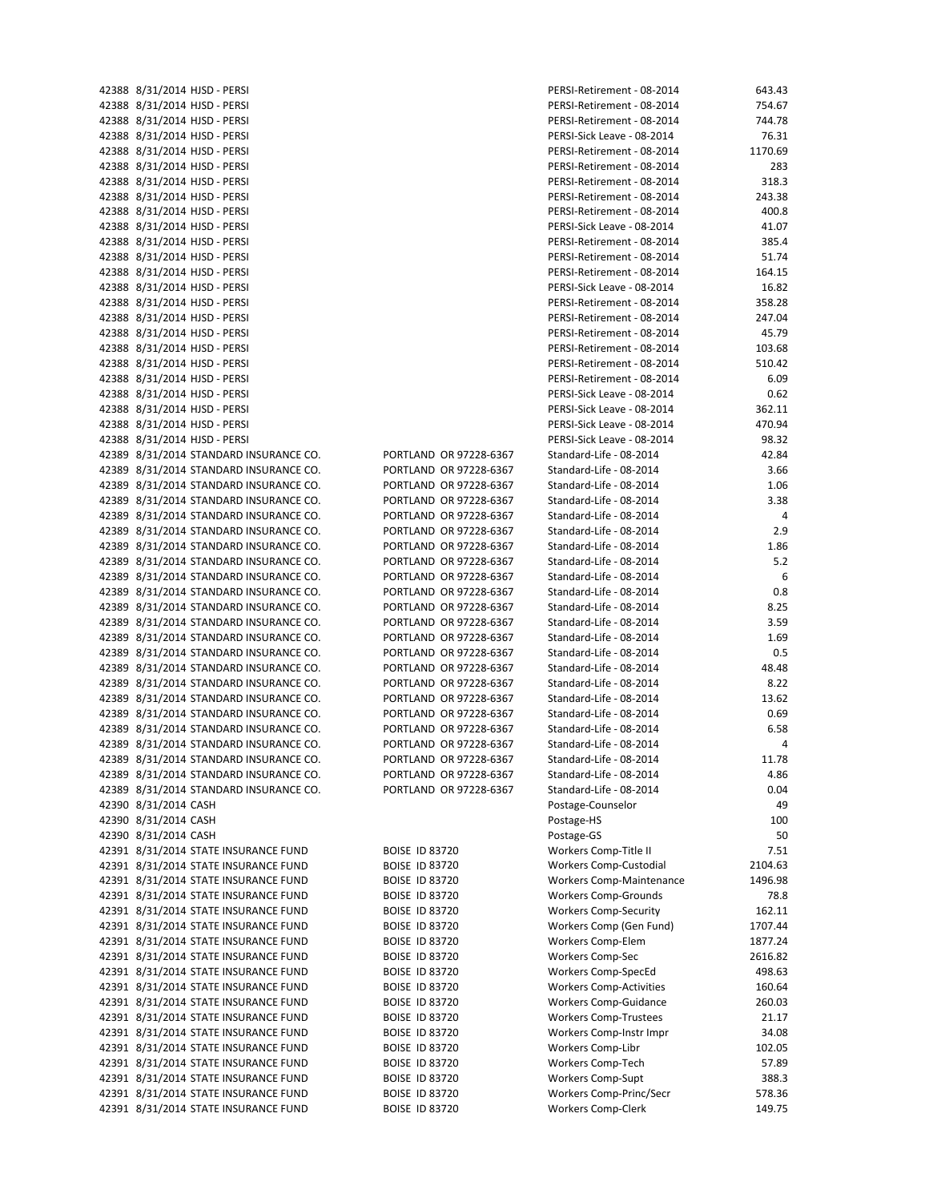| | | | | | |
|---|---|---|---|---|---|
| 42388 | 8/31/2014 | HJSD - PERSI | | PERSI-Retirement - 08-2014 | 643.43 |
| 42388 | 8/31/2014 | HJSD - PERSI | | PERSI-Retirement - 08-2014 | 754.67 |
| 42388 | 8/31/2014 | HJSD - PERSI | | PERSI-Retirement - 08-2014 | 744.78 |
| 42388 | 8/31/2014 | HJSD - PERSI | | PERSI-Sick Leave - 08-2014 | 76.31 |
| 42388 | 8/31/2014 | HJSD - PERSI | | PERSI-Retirement - 08-2014 | 1170.69 |
| 42388 | 8/31/2014 | HJSD - PERSI | | PERSI-Retirement - 08-2014 | 283 |
| 42388 | 8/31/2014 | HJSD - PERSI | | PERSI-Retirement - 08-2014 | 318.3 |
| 42388 | 8/31/2014 | HJSD - PERSI | | PERSI-Retirement - 08-2014 | 243.38 |
| 42388 | 8/31/2014 | HJSD - PERSI | | PERSI-Retirement - 08-2014 | 400.8 |
| 42388 | 8/31/2014 | HJSD - PERSI | | PERSI-Sick Leave - 08-2014 | 41.07 |
| 42388 | 8/31/2014 | HJSD - PERSI | | PERSI-Retirement - 08-2014 | 385.4 |
| 42388 | 8/31/2014 | HJSD - PERSI | | PERSI-Retirement - 08-2014 | 51.74 |
| 42388 | 8/31/2014 | HJSD - PERSI | | PERSI-Retirement - 08-2014 | 164.15 |
| 42388 | 8/31/2014 | HJSD - PERSI | | PERSI-Sick Leave - 08-2014 | 16.82 |
| 42388 | 8/31/2014 | HJSD - PERSI | | PERSI-Retirement - 08-2014 | 358.28 |
| 42388 | 8/31/2014 | HJSD - PERSI | | PERSI-Retirement - 08-2014 | 247.04 |
| 42388 | 8/31/2014 | HJSD - PERSI | | PERSI-Retirement - 08-2014 | 45.79 |
| 42388 | 8/31/2014 | HJSD - PERSI | | PERSI-Retirement - 08-2014 | 103.68 |
| 42388 | 8/31/2014 | HJSD - PERSI | | PERSI-Retirement - 08-2014 | 510.42 |
| 42388 | 8/31/2014 | HJSD - PERSI | | PERSI-Retirement - 08-2014 | 6.09 |
| 42388 | 8/31/2014 | HJSD - PERSI | | PERSI-Sick Leave - 08-2014 | 0.62 |
| 42388 | 8/31/2014 | HJSD - PERSI | | PERSI-Sick Leave - 08-2014 | 362.11 |
| 42388 | 8/31/2014 | HJSD - PERSI | | PERSI-Sick Leave - 08-2014 | 470.94 |
| 42388 | 8/31/2014 | HJSD - PERSI | | PERSI-Sick Leave - 08-2014 | 98.32 |
| 42389 | 8/31/2014 | STANDARD INSURANCE CO. | PORTLAND OR 97228-6367 | Standard-Life - 08-2014 | 42.84 |
| 42389 | 8/31/2014 | STANDARD INSURANCE CO. | PORTLAND OR 97228-6367 | Standard-Life - 08-2014 | 3.66 |
| 42389 | 8/31/2014 | STANDARD INSURANCE CO. | PORTLAND OR 97228-6367 | Standard-Life - 08-2014 | 1.06 |
| 42389 | 8/31/2014 | STANDARD INSURANCE CO. | PORTLAND OR 97228-6367 | Standard-Life - 08-2014 | 3.38 |
| 42389 | 8/31/2014 | STANDARD INSURANCE CO. | PORTLAND OR 97228-6367 | Standard-Life - 08-2014 | 4 |
| 42389 | 8/31/2014 | STANDARD INSURANCE CO. | PORTLAND OR 97228-6367 | Standard-Life - 08-2014 | 2.9 |
| 42389 | 8/31/2014 | STANDARD INSURANCE CO. | PORTLAND OR 97228-6367 | Standard-Life - 08-2014 | 1.86 |
| 42389 | 8/31/2014 | STANDARD INSURANCE CO. | PORTLAND OR 97228-6367 | Standard-Life - 08-2014 | 5.2 |
| 42389 | 8/31/2014 | STANDARD INSURANCE CO. | PORTLAND OR 97228-6367 | Standard-Life - 08-2014 | 6 |
| 42389 | 8/31/2014 | STANDARD INSURANCE CO. | PORTLAND OR 97228-6367 | Standard-Life - 08-2014 | 0.8 |
| 42389 | 8/31/2014 | STANDARD INSURANCE CO. | PORTLAND OR 97228-6367 | Standard-Life - 08-2014 | 8.25 |
| 42389 | 8/31/2014 | STANDARD INSURANCE CO. | PORTLAND OR 97228-6367 | Standard-Life - 08-2014 | 3.59 |
| 42389 | 8/31/2014 | STANDARD INSURANCE CO. | PORTLAND OR 97228-6367 | Standard-Life - 08-2014 | 1.69 |
| 42389 | 8/31/2014 | STANDARD INSURANCE CO. | PORTLAND OR 97228-6367 | Standard-Life - 08-2014 | 0.5 |
| 42389 | 8/31/2014 | STANDARD INSURANCE CO. | PORTLAND OR 97228-6367 | Standard-Life - 08-2014 | 48.48 |
| 42389 | 8/31/2014 | STANDARD INSURANCE CO. | PORTLAND OR 97228-6367 | Standard-Life - 08-2014 | 8.22 |
| 42389 | 8/31/2014 | STANDARD INSURANCE CO. | PORTLAND OR 97228-6367 | Standard-Life - 08-2014 | 13.62 |
| 42389 | 8/31/2014 | STANDARD INSURANCE CO. | PORTLAND OR 97228-6367 | Standard-Life - 08-2014 | 0.69 |
| 42389 | 8/31/2014 | STANDARD INSURANCE CO. | PORTLAND OR 97228-6367 | Standard-Life - 08-2014 | 6.58 |
| 42389 | 8/31/2014 | STANDARD INSURANCE CO. | PORTLAND OR 97228-6367 | Standard-Life - 08-2014 | 4 |
| 42389 | 8/31/2014 | STANDARD INSURANCE CO. | PORTLAND OR 97228-6367 | Standard-Life - 08-2014 | 11.78 |
| 42389 | 8/31/2014 | STANDARD INSURANCE CO. | PORTLAND OR 97228-6367 | Standard-Life - 08-2014 | 4.86 |
| 42389 | 8/31/2014 | STANDARD INSURANCE CO. | PORTLAND OR 97228-6367 | Standard-Life - 08-2014 | 0.04 |
| 42390 | 8/31/2014 | CASH | | Postage-Counselor | 49 |
| 42390 | 8/31/2014 | CASH | | Postage-HS | 100 |
| 42390 | 8/31/2014 | CASH | | Postage-GS | 50 |
| 42391 | 8/31/2014 | STATE INSURANCE FUND | BOISE ID 83720 | Workers Comp-Title II | 7.51 |
| 42391 | 8/31/2014 | STATE INSURANCE FUND | BOISE ID 83720 | Workers Comp-Custodial | 2104.63 |
| 42391 | 8/31/2014 | STATE INSURANCE FUND | BOISE ID 83720 | Workers Comp-Maintenance | 1496.98 |
| 42391 | 8/31/2014 | STATE INSURANCE FUND | BOISE ID 83720 | Workers Comp-Grounds | 78.8 |
| 42391 | 8/31/2014 | STATE INSURANCE FUND | BOISE ID 83720 | Workers Comp-Security | 162.11 |
| 42391 | 8/31/2014 | STATE INSURANCE FUND | BOISE ID 83720 | Workers Comp (Gen Fund) | 1707.44 |
| 42391 | 8/31/2014 | STATE INSURANCE FUND | BOISE ID 83720 | Workers Comp-Elem | 1877.24 |
| 42391 | 8/31/2014 | STATE INSURANCE FUND | BOISE ID 83720 | Workers Comp-Sec | 2616.82 |
| 42391 | 8/31/2014 | STATE INSURANCE FUND | BOISE ID 83720 | Workers Comp-SpecEd | 498.63 |
| 42391 | 8/31/2014 | STATE INSURANCE FUND | BOISE ID 83720 | Workers Comp-Activities | 160.64 |
| 42391 | 8/31/2014 | STATE INSURANCE FUND | BOISE ID 83720 | Workers Comp-Guidance | 260.03 |
| 42391 | 8/31/2014 | STATE INSURANCE FUND | BOISE ID 83720 | Workers Comp-Trustees | 21.17 |
| 42391 | 8/31/2014 | STATE INSURANCE FUND | BOISE ID 83720 | Workers Comp-Instr Impr | 34.08 |
| 42391 | 8/31/2014 | STATE INSURANCE FUND | BOISE ID 83720 | Workers Comp-Libr | 102.05 |
| 42391 | 8/31/2014 | STATE INSURANCE FUND | BOISE ID 83720 | Workers Comp-Tech | 57.89 |
| 42391 | 8/31/2014 | STATE INSURANCE FUND | BOISE ID 83720 | Workers Comp-Supt | 388.3 |
| 42391 | 8/31/2014 | STATE INSURANCE FUND | BOISE ID 83720 | Workers Comp-Princ/Secr | 578.36 |
| 42391 | 8/31/2014 | STATE INSURANCE FUND | BOISE ID 83720 | Workers Comp-Clerk | 149.75 |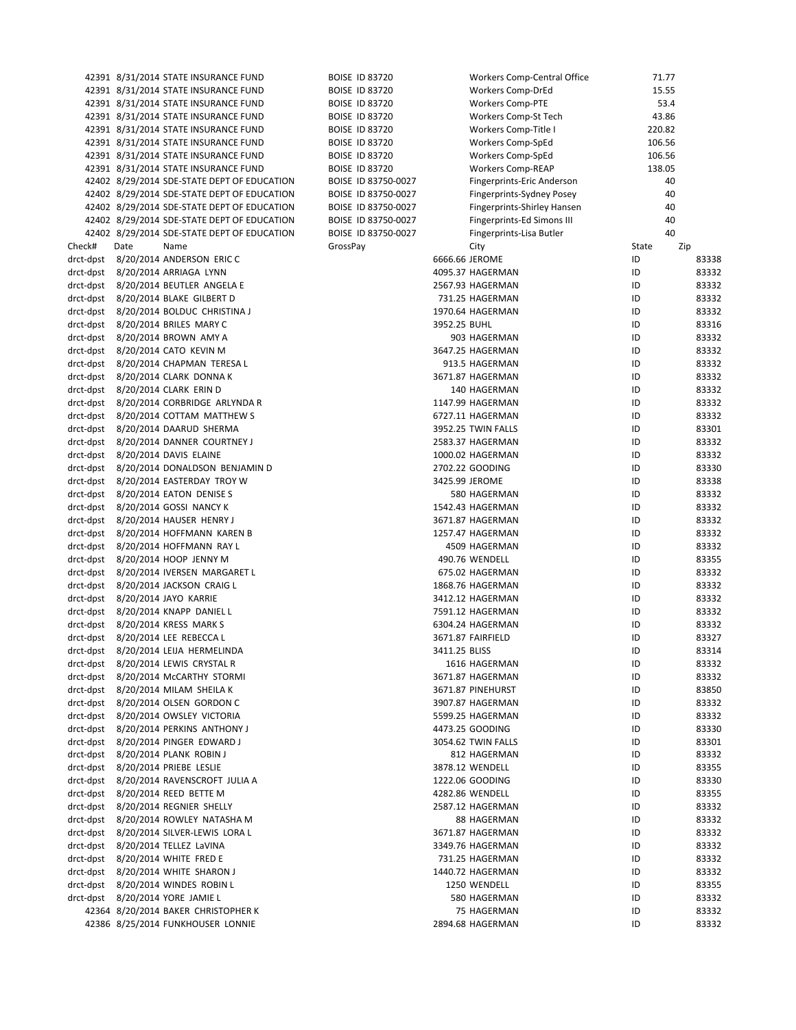| | | | | | | |
|---|---|---|---|---|---|---|
| 42391 | 8/31/2014 | STATE INSURANCE FUND | BOISE ID 83720 | Workers Comp-Central Office | 71.77 | |
| 42391 | 8/31/2014 | STATE INSURANCE FUND | BOISE ID 83720 | Workers Comp-DrEd | 15.55 | |
| 42391 | 8/31/2014 | STATE INSURANCE FUND | BOISE ID 83720 | Workers Comp-PTE | 53.4 | |
| 42391 | 8/31/2014 | STATE INSURANCE FUND | BOISE ID 83720 | Workers Comp-St Tech | 43.86 | |
| 42391 | 8/31/2014 | STATE INSURANCE FUND | BOISE ID 83720 | Workers Comp-Title I | 220.82 | |
| 42391 | 8/31/2014 | STATE INSURANCE FUND | BOISE ID 83720 | Workers Comp-SpEd | 106.56 | |
| 42391 | 8/31/2014 | STATE INSURANCE FUND | BOISE ID 83720 | Workers Comp-SpEd | 106.56 | |
| 42391 | 8/31/2014 | STATE INSURANCE FUND | BOISE ID 83720 | Workers Comp-REAP | 138.05 | |
| 42402 | 8/29/2014 | SDE-STATE DEPT OF EDUCATION | BOISE ID 83750-0027 | Fingerprints-Eric Anderson | 40 | |
| 42402 | 8/29/2014 | SDE-STATE DEPT OF EDUCATION | BOISE ID 83750-0027 | Fingerprints-Sydney Posey | 40 | |
| 42402 | 8/29/2014 | SDE-STATE DEPT OF EDUCATION | BOISE ID 83750-0027 | Fingerprints-Shirley Hansen | 40 | |
| 42402 | 8/29/2014 | SDE-STATE DEPT OF EDUCATION | BOISE ID 83750-0027 | Fingerprints-Ed Simons III | 40 | |
| 42402 | 8/29/2014 | SDE-STATE DEPT OF EDUCATION | BOISE ID 83750-0027 | Fingerprints-Lisa Butler | 40 | |

| Check# | Date | Name | GrossPay | City | State | Zip |
|---|---|---|---|---|---|---|
| drct-dpst | 8/20/2014 | ANDERSON ERIC C | 6666.66 | JEROME | ID | 83338 |
| drct-dpst | 8/20/2014 | ARRIAGA LYNN | 4095.37 | HAGERMAN | ID | 83332 |
| drct-dpst | 8/20/2014 | BEUTLER ANGELA E | 2567.93 | HAGERMAN | ID | 83332 |
| drct-dpst | 8/20/2014 | BLAKE GILBERT D | 731.25 | HAGERMAN | ID | 83332 |
| drct-dpst | 8/20/2014 | BOLDUC CHRISTINA J | 1970.64 | HAGERMAN | ID | 83332 |
| drct-dpst | 8/20/2014 | BRILES MARY C | 3952.25 | BUHL | ID | 83316 |
| drct-dpst | 8/20/2014 | BROWN AMY A | 903 | HAGERMAN | ID | 83332 |
| drct-dpst | 8/20/2014 | CATO KEVIN M | 3647.25 | HAGERMAN | ID | 83332 |
| drct-dpst | 8/20/2014 | CHAPMAN TERESA L | 913.5 | HAGERMAN | ID | 83332 |
| drct-dpst | 8/20/2014 | CLARK DONNA K | 3671.87 | HAGERMAN | ID | 83332 |
| drct-dpst | 8/20/2014 | CLARK ERIN D | 140 | HAGERMAN | ID | 83332 |
| drct-dpst | 8/20/2014 | CORBRIDGE ARLYNDA R | 1147.99 | HAGERMAN | ID | 83332 |
| drct-dpst | 8/20/2014 | COTTAM MATTHEW S | 6727.11 | HAGERMAN | ID | 83332 |
| drct-dpst | 8/20/2014 | DAARUD SHERMA | 3952.25 | TWIN FALLS | ID | 83301 |
| drct-dpst | 8/20/2014 | DANNER COURTNEY J | 2583.37 | HAGERMAN | ID | 83332 |
| drct-dpst | 8/20/2014 | DAVIS ELAINE | 1000.02 | HAGERMAN | ID | 83332 |
| drct-dpst | 8/20/2014 | DONALDSON BENJAMIN D | 2702.22 | GOODING | ID | 83330 |
| drct-dpst | 8/20/2014 | EASTERDAY TROY W | 3425.99 | JEROME | ID | 83338 |
| drct-dpst | 8/20/2014 | EATON DENISE S | 580 | HAGERMAN | ID | 83332 |
| drct-dpst | 8/20/2014 | GOSSI NANCY K | 1542.43 | HAGERMAN | ID | 83332 |
| drct-dpst | 8/20/2014 | HAUSER HENRY J | 3671.87 | HAGERMAN | ID | 83332 |
| drct-dpst | 8/20/2014 | HOFFMANN KAREN B | 1257.47 | HAGERMAN | ID | 83332 |
| drct-dpst | 8/20/2014 | HOFFMANN RAY L | 4509 | HAGERMAN | ID | 83332 |
| drct-dpst | 8/20/2014 | HOOP JENNY M | 490.76 | WENDELL | ID | 83355 |
| drct-dpst | 8/20/2014 | IVERSEN MARGARET L | 675.02 | HAGERMAN | ID | 83332 |
| drct-dpst | 8/20/2014 | JACKSON CRAIG L | 1868.76 | HAGERMAN | ID | 83332 |
| drct-dpst | 8/20/2014 | JAYO KARRIE | 3412.12 | HAGERMAN | ID | 83332 |
| drct-dpst | 8/20/2014 | KNAPP DANIEL L | 7591.12 | HAGERMAN | ID | 83332 |
| drct-dpst | 8/20/2014 | KRESS MARK S | 6304.24 | HAGERMAN | ID | 83332 |
| drct-dpst | 8/20/2014 | LEE REBECCA L | 3671.87 | FAIRFIELD | ID | 83327 |
| drct-dpst | 8/20/2014 | LEIJA HERMELINDA | 3411.25 | BLISS | ID | 83314 |
| drct-dpst | 8/20/2014 | LEWIS CRYSTAL R | 1616 | HAGERMAN | ID | 83332 |
| drct-dpst | 8/20/2014 | McCARTHY STORMI | 3671.87 | HAGERMAN | ID | 83332 |
| drct-dpst | 8/20/2014 | MILAM SHEILA K | 3671.87 | PINEHURST | ID | 83850 |
| drct-dpst | 8/20/2014 | OLSEN GORDON C | 3907.87 | HAGERMAN | ID | 83332 |
| drct-dpst | 8/20/2014 | OWSLEY VICTORIA | 5599.25 | HAGERMAN | ID | 83332 |
| drct-dpst | 8/20/2014 | PERKINS ANTHONY J | 4473.25 | GOODING | ID | 83330 |
| drct-dpst | 8/20/2014 | PINGER EDWARD J | 3054.62 | TWIN FALLS | ID | 83301 |
| drct-dpst | 8/20/2014 | PLANK ROBIN J | 812 | HAGERMAN | ID | 83332 |
| drct-dpst | 8/20/2014 | PRIEBE LESLIE | 3878.12 | WENDELL | ID | 83355 |
| drct-dpst | 8/20/2014 | RAVENSCROFT JULIA A | 1222.06 | GOODING | ID | 83330 |
| drct-dpst | 8/20/2014 | REED BETTE M | 4282.86 | WENDELL | ID | 83355 |
| drct-dpst | 8/20/2014 | REGNIER SHELLY | 2587.12 | HAGERMAN | ID | 83332 |
| drct-dpst | 8/20/2014 | ROWLEY NATASHA M | 88 | HAGERMAN | ID | 83332 |
| drct-dpst | 8/20/2014 | SILVER-LEWIS LORA L | 3671.87 | HAGERMAN | ID | 83332 |
| drct-dpst | 8/20/2014 | TELLEZ LaVINA | 3349.76 | HAGERMAN | ID | 83332 |
| drct-dpst | 8/20/2014 | WHITE FRED E | 731.25 | HAGERMAN | ID | 83332 |
| drct-dpst | 8/20/2014 | WHITE SHARON J | 1440.72 | HAGERMAN | ID | 83332 |
| drct-dpst | 8/20/2014 | WINDES ROBIN L | 1250 | WENDELL | ID | 83355 |
| drct-dpst | 8/20/2014 | YORE JAMIE L | 580 | HAGERMAN | ID | 83332 |
| 42364 | 8/20/2014 | BAKER CHRISTOPHER K | 75 | HAGERMAN | ID | 83332 |
| 42386 | 8/25/2014 | FUNKHOUSER LONNIE | 2894.68 | HAGERMAN | ID | 83332 |